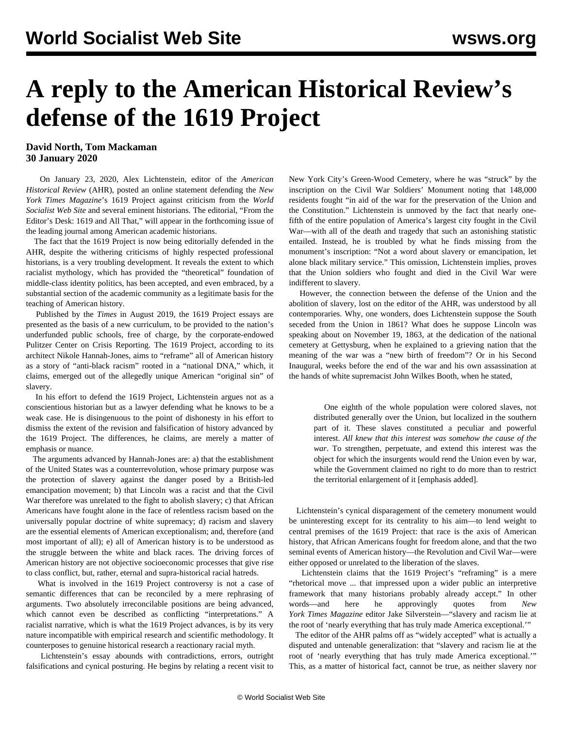# A reply to the American Historical Review's defense of the 1619 Project

**David North, Tom Mackaman**
**30 January 2020**

On January 23, 2020, Alex Lichtenstein, editor of the *American Historical Review* (AHR), posted an online statement defending the *New York Times Magazine*'s 1619 Project against criticism from the *World Socialist Web Site* and several eminent historians. The editorial, "From the Editor's Desk: 1619 and All That," will appear in the forthcoming issue of the leading journal among American academic historians.

The fact that the 1619 Project is now being editorially defended in the AHR, despite the withering criticisms of highly respected professional historians, is a very troubling development. It reveals the extent to which racialist mythology, which has provided the "theoretical" foundation of middle-class identity politics, has been accepted, and even embraced, by a substantial section of the academic community as a legitimate basis for the teaching of American history.

Published by the *Times* in August 2019, the 1619 Project essays are presented as the basis of a new curriculum, to be provided to the nation's underfunded public schools, free of charge, by the corporate-endowed Pulitzer Center on Crisis Reporting. The 1619 Project, according to its architect Nikole Hannah-Jones, aims to "reframe" all of American history as a story of "anti-black racism" rooted in a "national DNA," which, it claims, emerged out of the allegedly unique American "original sin" of slavery.

In his effort to defend the 1619 Project, Lichtenstein argues not as a conscientious historian but as a lawyer defending what he knows to be a weak case. He is disingenuous to the point of dishonesty in his effort to dismiss the extent of the revision and falsification of history advanced by the 1619 Project. The differences, he claims, are merely a matter of emphasis or nuance.

The arguments advanced by Hannah-Jones are: a) that the establishment of the United States was a counterrevolution, whose primary purpose was the protection of slavery against the danger posed by a British-led emancipation movement; b) that Lincoln was a racist and that the Civil War therefore was unrelated to the fight to abolish slavery; c) that African Americans have fought alone in the face of relentless racism based on the universally popular doctrine of white supremacy; d) racism and slavery are the essential elements of American exceptionalism; and, therefore (and most important of all); e) all of American history is to be understood as the struggle between the white and black races. The driving forces of American history are not objective socioeconomic processes that give rise to class conflict, but, rather, eternal and supra-historical racial hatreds.

What is involved in the 1619 Project controversy is not a case of semantic differences that can be reconciled by a mere rephrasing of arguments. Two absolutely irreconcilable positions are being advanced, which cannot even be described as conflicting "interpretations." A racialist narrative, which is what the 1619 Project advances, is by its very nature incompatible with empirical research and scientific methodology. It counterposes to genuine historical research a reactionary racial myth.

Lichtenstein's essay abounds with contradictions, errors, outright falsifications and cynical posturing. He begins by relating a recent visit to New York City's Green-Wood Cemetery, where he was "struck" by the inscription on the Civil War Soldiers' Monument noting that 148,000 residents fought "in aid of the war for the preservation of the Union and the Constitution." Lichtenstein is unmoved by the fact that nearly one-fifth of the entire population of America's largest city fought in the Civil War—with all of the death and tragedy that such an astonishing statistic entailed. Instead, he is troubled by what he finds missing from the monument's inscription: "Not a word about slavery or emancipation, let alone black military service." This omission, Lichtenstein implies, proves that the Union soldiers who fought and died in the Civil War were indifferent to slavery.

However, the connection between the defense of the Union and the abolition of slavery, lost on the editor of the AHR, was understood by all contemporaries. Why, one wonders, does Lichtenstein suppose the South seceded from the Union in 1861? What does he suppose Lincoln was speaking about on November 19, 1863, at the dedication of the national cemetery at Gettysburg, when he explained to a grieving nation that the meaning of the war was a "new birth of freedom"? Or in his Second Inaugural, weeks before the end of the war and his own assassination at the hands of white supremacist John Wilkes Booth, when he stated,

> One eighth of the whole population were colored slaves, not distributed generally over the Union, but localized in the southern part of it. These slaves constituted a peculiar and powerful interest. *All knew that this interest was somehow the cause of the war*. To strengthen, perpetuate, and extend this interest was the object for which the insurgents would rend the Union even by war, while the Government claimed no right to do more than to restrict the territorial enlargement of it [emphasis added].

Lichtenstein's cynical disparagement of the cemetery monument would be uninteresting except for its centrality to his aim—to lend weight to central premises of the 1619 Project: that race is the axis of American history, that African Americans fought for freedom alone, and that the two seminal events of American history—the Revolution and Civil War—were either opposed or unrelated to the liberation of the slaves.

Lichtenstein claims that the 1619 Project's "reframing" is a mere "rhetorical move ... that impressed upon a wider public an interpretive framework that many historians probably already accept." In other words—and here he approvingly quotes from *New York Times Magazine* editor Jake Silverstein—"slavery and racism lie at the root of 'nearly everything that has truly made America exceptional.'"

The editor of the AHR palms off as "widely accepted" what is actually a disputed and untenable generalization: that "slavery and racism lie at the root of 'nearly everything that has truly made America exceptional.'" This, as a matter of historical fact, cannot be true, as neither slavery nor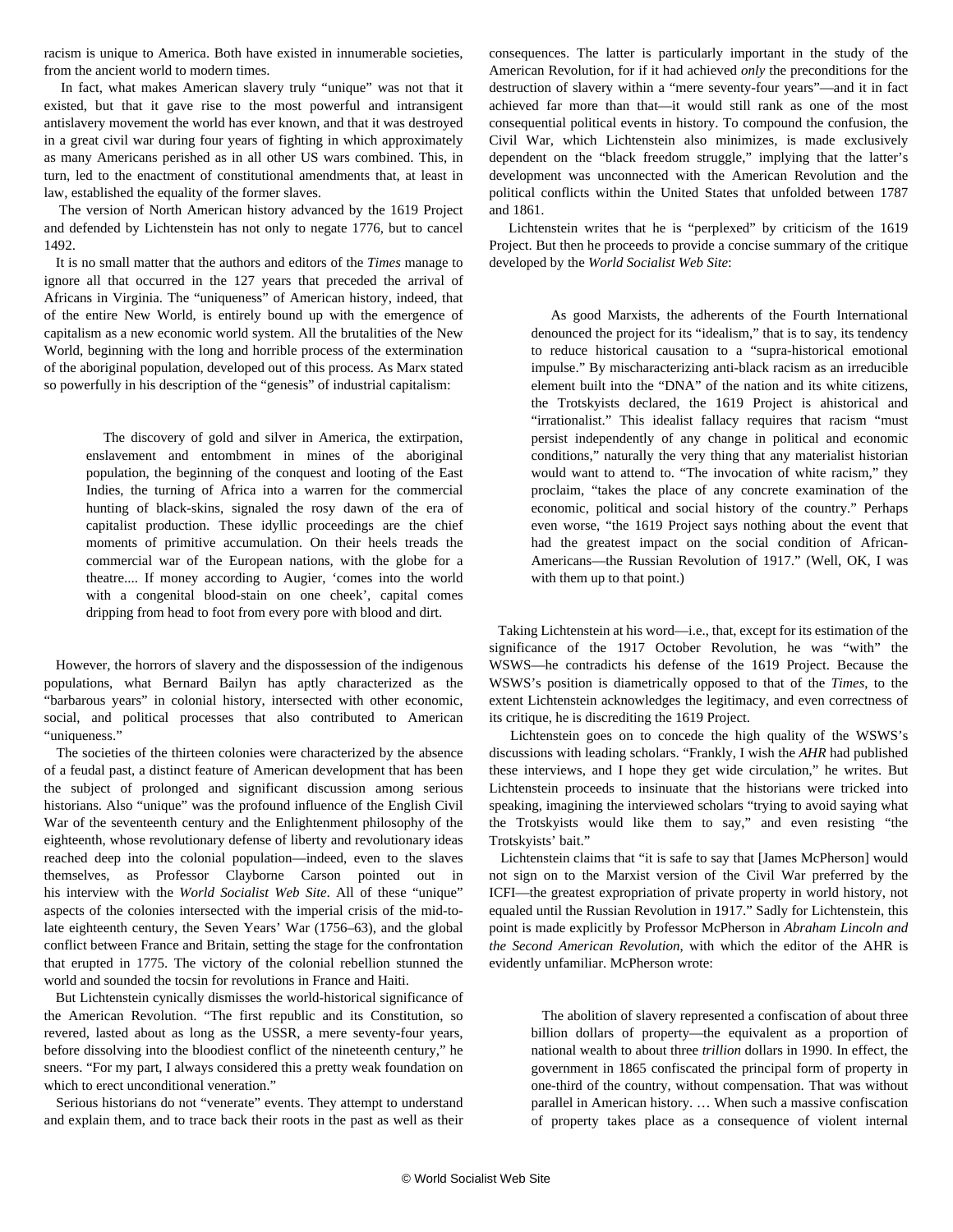racism is unique to America. Both have existed in innumerable societies, from the ancient world to modern times.

In fact, what makes American slavery truly "unique" was not that it existed, but that it gave rise to the most powerful and intransigent antislavery movement the world has ever known, and that it was destroyed in a great civil war during four years of fighting in which approximately as many Americans perished as in all other US wars combined. This, in turn, led to the enactment of constitutional amendments that, at least in law, established the equality of the former slaves.

The version of North American history advanced by the 1619 Project and defended by Lichtenstein has not only to negate 1776, but to cancel 1492.

It is no small matter that the authors and editors of the *Times* manage to ignore all that occurred in the 127 years that preceded the arrival of Africans in Virginia. The "uniqueness" of American history, indeed, that of the entire New World, is entirely bound up with the emergence of capitalism as a new economic world system. All the brutalities of the New World, beginning with the long and horrible process of the extermination of the aboriginal population, developed out of this process. As Marx stated so powerfully in his description of the "genesis" of industrial capitalism:

> The discovery of gold and silver in America, the extirpation, enslavement and entombment in mines of the aboriginal population, the beginning of the conquest and looting of the East Indies, the turning of Africa into a warren for the commercial hunting of black-skins, signaled the rosy dawn of the era of capitalist production. These idyllic proceedings are the chief moments of primitive accumulation. On their heels treads the commercial war of the European nations, with the globe for a theatre.... If money according to Augier, 'comes into the world with a congenital blood-stain on one cheek', capital comes dripping from head to foot from every pore with blood and dirt.

However, the horrors of slavery and the dispossession of the indigenous populations, what Bernard Bailyn has aptly characterized as the "barbarous years" in colonial history, intersected with other economic, social, and political processes that also contributed to American "uniqueness."

The societies of the thirteen colonies were characterized by the absence of a feudal past, a distinct feature of American development that has been the subject of prolonged and significant discussion among serious historians. Also "unique" was the profound influence of the English Civil War of the seventeenth century and the Enlightenment philosophy of the eighteenth, whose revolutionary defense of liberty and revolutionary ideas reached deep into the colonial population—indeed, even to the slaves themselves, as Professor Clayborne Carson pointed out in his interview with the *World Socialist Web Site*. All of these "unique" aspects of the colonies intersected with the imperial crisis of the mid-to-late eighteenth century, the Seven Years' War (1756–63), and the global conflict between France and Britain, setting the stage for the confrontation that erupted in 1775. The victory of the colonial rebellion stunned the world and sounded the tocsin for revolutions in France and Haiti.

But Lichtenstein cynically dismisses the world-historical significance of the American Revolution. "The first republic and its Constitution, so revered, lasted about as long as the USSR, a mere seventy-four years, before dissolving into the bloodiest conflict of the nineteenth century," he sneers. "For my part, I always considered this a pretty weak foundation on which to erect unconditional veneration."

Serious historians do not "venerate" events. They attempt to understand and explain them, and to trace back their roots in the past as well as their consequences. The latter is particularly important in the study of the American Revolution, for if it had achieved *only* the preconditions for the destruction of slavery within a "mere seventy-four years"—and it in fact achieved far more than that—it would still rank as one of the most consequential political events in history. To compound the confusion, the Civil War, which Lichtenstein also minimizes, is made exclusively dependent on the "black freedom struggle," implying that the latter's development was unconnected with the American Revolution and the political conflicts within the United States that unfolded between 1787 and 1861.

Lichtenstein writes that he is "perplexed" by criticism of the 1619 Project. But then he proceeds to provide a concise summary of the critique developed by the *World Socialist Web Site*:

> As good Marxists, the adherents of the Fourth International denounced the project for its "idealism," that is to say, its tendency to reduce historical causation to a "supra-historical emotional impulse." By mischaracterizing anti-black racism as an irreducible element built into the "DNA" of the nation and its white citizens, the Trotskyists declared, the 1619 Project is ahistorical and "irrationalist." This idealist fallacy requires that racism "must persist independently of any change in political and economic conditions," naturally the very thing that any materialist historian would want to attend to. "The invocation of white racism," they proclaim, "takes the place of any concrete examination of the economic, political and social history of the country." Perhaps even worse, "the 1619 Project says nothing about the event that had the greatest impact on the social condition of African-Americans—the Russian Revolution of 1917." (Well, OK, I was with them up to that point.)

Taking Lichtenstein at his word—i.e., that, except for its estimation of the significance of the 1917 October Revolution, he was "with" the WSWS—he contradicts his defense of the 1619 Project. Because the WSWS's position is diametrically opposed to that of the *Times*, to the extent Lichtenstein acknowledges the legitimacy, and even correctness of its critique, he is discrediting the 1619 Project.

Lichtenstein goes on to concede the high quality of the WSWS's discussions with leading scholars. "Frankly, I wish the *AHR* had published these interviews, and I hope they get wide circulation," he writes. But Lichtenstein proceeds to insinuate that the historians were tricked into speaking, imagining the interviewed scholars "trying to avoid saying what the Trotskyists would like them to say," and even resisting "the Trotskyists' bait."

Lichtenstein claims that "it is safe to say that [James McPherson] would not sign on to the Marxist version of the Civil War preferred by the ICFI—the greatest expropriation of private property in world history, not equaled until the Russian Revolution in 1917." Sadly for Lichtenstein, this point is made explicitly by Professor McPherson in *Abraham Lincoln and the Second American Revolution*, with which the editor of the AHR is evidently unfamiliar. McPherson wrote:

> The abolition of slavery represented a confiscation of about three billion dollars of property—the equivalent as a proportion of national wealth to about three *trillion* dollars in 1990. In effect, the government in 1865 confiscated the principal form of property in one-third of the country, without compensation. That was without parallel in American history. … When such a massive confiscation of property takes place as a consequence of violent internal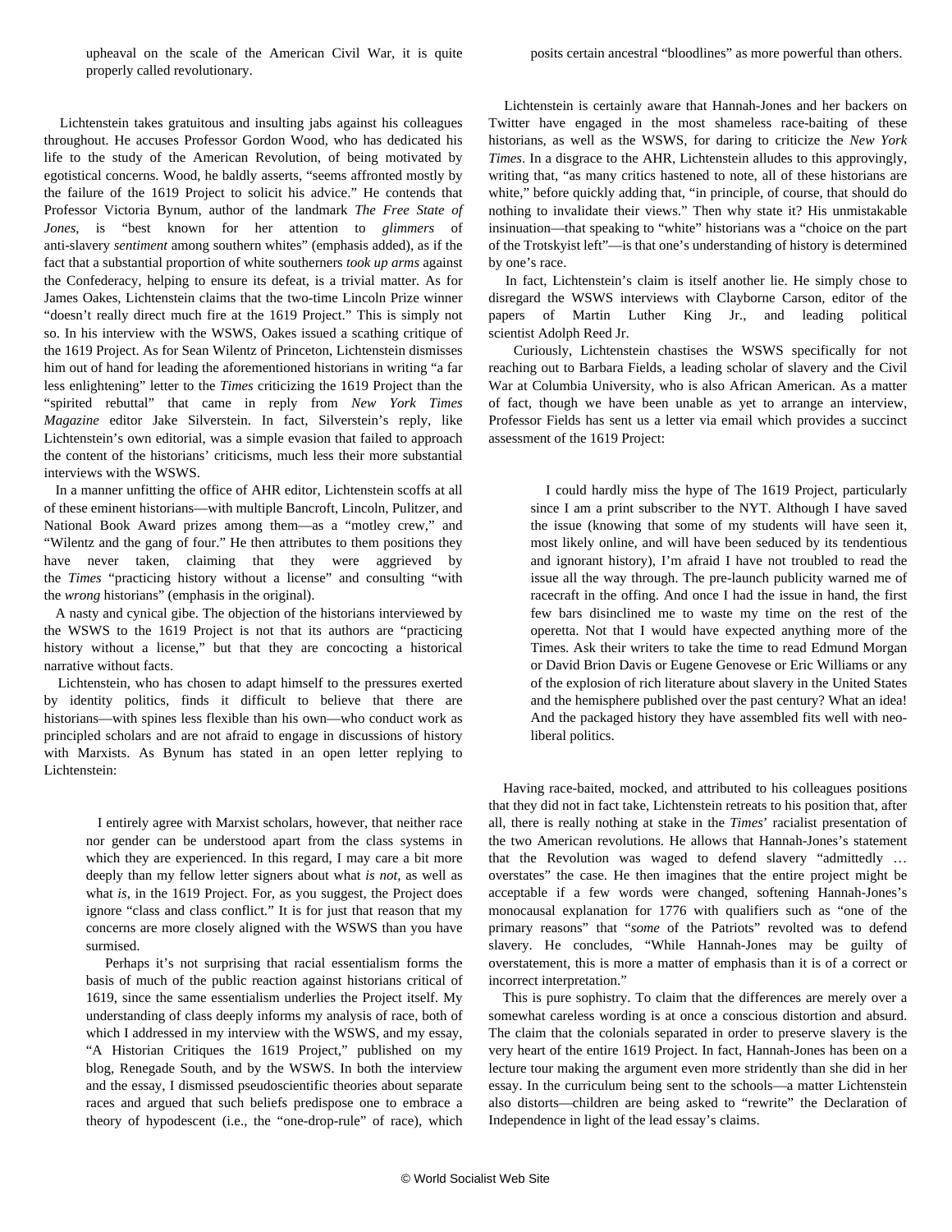upheaval on the scale of the American Civil War, it is quite properly called revolutionary.

Lichtenstein takes gratuitous and insulting jabs against his colleagues throughout. He accuses Professor Gordon Wood, who has dedicated his life to the study of the American Revolution, of being motivated by egotistical concerns. Wood, he baldly asserts, "seems affronted mostly by the failure of the 1619 Project to solicit his advice." He contends that Professor Victoria Bynum, author of the landmark *The Free State of Jones*, is "best known for her attention to *glimmers* of anti-slavery *sentiment* among southern whites" (emphasis added), as if the fact that a substantial proportion of white southerners *took up arms* against the Confederacy, helping to ensure its defeat, is a trivial matter. As for James Oakes, Lichtenstein claims that the two-time Lincoln Prize winner "doesn't really direct much fire at the 1619 Project." This is simply not so. In his interview with the WSWS, Oakes issued a scathing critique of the 1619 Project. As for Sean Wilentz of Princeton, Lichtenstein dismisses him out of hand for leading the aforementioned historians in writing "a far less enlightening" letter to the *Times* criticizing the 1619 Project than the "spirited rebuttal" that came in reply from *New York Times Magazine* editor Jake Silverstein. In fact, Silverstein's reply, like Lichtenstein's own editorial, was a simple evasion that failed to approach the content of the historians' criticisms, much less their more substantial interviews with the WSWS.

In a manner unfitting the office of AHR editor, Lichtenstein scoffs at all of these eminent historians—with multiple Bancroft, Lincoln, Pulitzer, and National Book Award prizes among them—as a "motley crew," and "Wilentz and the gang of four." He then attributes to them positions they have never taken, claiming that they were aggrieved by the *Times* "practicing history without a license" and consulting "with the *wrong* historians" (emphasis in the original).

A nasty and cynical gibe. The objection of the historians interviewed by the WSWS to the 1619 Project is not that its authors are "practicing history without a license," but that they are concocting a historical narrative without facts.

Lichtenstein, who has chosen to adapt himself to the pressures exerted by identity politics, finds it difficult to believe that there are historians—with spines less flexible than his own—who conduct work as principled scholars and are not afraid to engage in discussions of history with Marxists. As Bynum has stated in an open letter replying to Lichtenstein:

> I entirely agree with Marxist scholars, however, that neither race nor gender can be understood apart from the class systems in which they are experienced. In this regard, I may care a bit more deeply than my fellow letter signers about what *is not*, as well as what *is*, in the 1619 Project. For, as you suggest, the Project does ignore "class and class conflict." It is for just that reason that my concerns are more closely aligned with the WSWS than you have surmised.
>
> Perhaps it's not surprising that racial essentialism forms the basis of much of the public reaction against historians critical of 1619, since the same essentialism underlies the Project itself. My understanding of class deeply informs my analysis of race, both of which I addressed in my interview with the WSWS, and my essay, "A Historian Critiques the 1619 Project," published on my blog, Renegade South, and by the WSWS. In both the interview and the essay, I dismissed pseudoscientific theories about separate races and argued that such beliefs predispose one to embrace a theory of hypodescent (i.e., the "one-drop-rule" of race), which posits certain ancestral "bloodlines" as more powerful than others.

Lichtenstein is certainly aware that Hannah-Jones and her backers on Twitter have engaged in the most shameless race-baiting of these historians, as well as the WSWS, for daring to criticize the *New York Times*. In a disgrace to the AHR, Lichtenstein alludes to this approvingly, writing that, "as many critics hastened to note, all of these historians are white," before quickly adding that, "in principle, of course, that should do nothing to invalidate their views." Then why state it? His unmistakable insinuation—that speaking to "white" historians was a "choice on the part of the Trotskyist left"—is that one's understanding of history is determined by one's race.

In fact, Lichtenstein's claim is itself another lie. He simply chose to disregard the WSWS interviews with Clayborne Carson, editor of the papers of Martin Luther King Jr., and leading political scientist Adolph Reed Jr.

Curiously, Lichtenstein chastises the WSWS specifically for not reaching out to Barbara Fields, a leading scholar of slavery and the Civil War at Columbia University, who is also African American. As a matter of fact, though we have been unable as yet to arrange an interview, Professor Fields has sent us a letter via email which provides a succinct assessment of the 1619 Project:

> I could hardly miss the hype of The 1619 Project, particularly since I am a print subscriber to the NYT. Although I have saved the issue (knowing that some of my students will have seen it, most likely online, and will have been seduced by its tendentious and ignorant history), I'm afraid I have not troubled to read the issue all the way through. The pre-launch publicity warned me of racecraft in the offing. And once I had the issue in hand, the first few bars disinclined me to waste my time on the rest of the operetta. Not that I would have expected anything more of the Times. Ask their writers to take the time to read Edmund Morgan or David Brion Davis or Eugene Genovese or Eric Williams or any of the explosion of rich literature about slavery in the United States and the hemisphere published over the past century? What an idea! And the packaged history they have assembled fits well with neo-liberal politics.

Having race-baited, mocked, and attributed to his colleagues positions that they did not in fact take, Lichtenstein retreats to his position that, after all, there is really nothing at stake in the *Times*' racialist presentation of the two American revolutions. He allows that Hannah-Jones's statement that the Revolution was waged to defend slavery "admittedly … overstates" the case. He then imagines that the entire project might be acceptable if a few words were changed, softening Hannah-Jones's monocausal explanation for 1776 with qualifiers such as "one of the primary reasons" that "*some* of the Patriots" revolted was to defend slavery. He concludes, "While Hannah-Jones may be guilty of overstatement, this is more a matter of emphasis than it is of a correct or incorrect interpretation."

This is pure sophistry. To claim that the differences are merely over a somewhat careless wording is at once a conscious distortion and absurd. The claim that the colonials separated in order to preserve slavery is the very heart of the entire 1619 Project. In fact, Hannah-Jones has been on a lecture tour making the argument even more stridently than she did in her essay. In the curriculum being sent to the schools—a matter Lichtenstein also distorts—children are being asked to "rewrite" the Declaration of Independence in light of the lead essay's claims.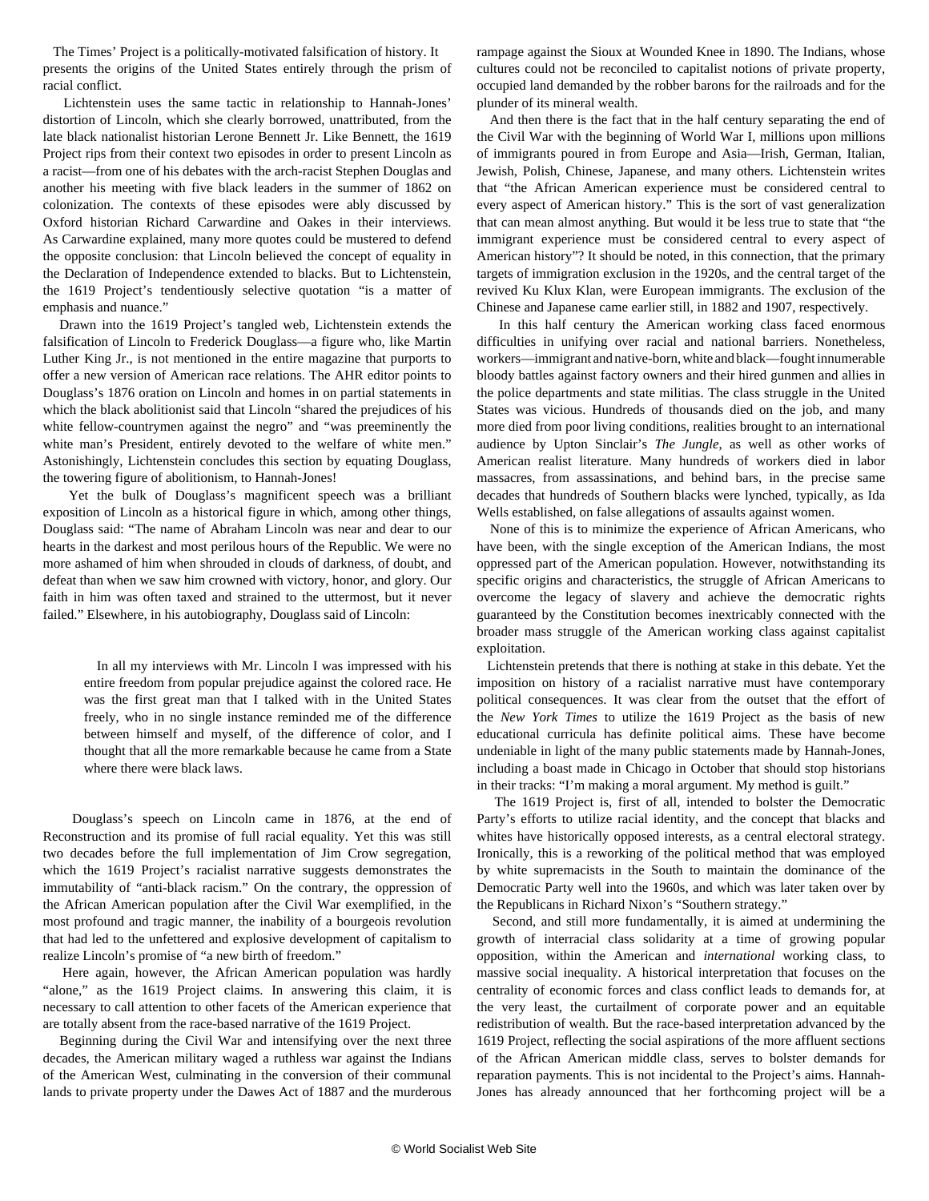The Times' Project is a politically-motivated falsification of history. It presents the origins of the United States entirely through the prism of racial conflict.

Lichtenstein uses the same tactic in relationship to Hannah-Jones' distortion of Lincoln, which she clearly borrowed, unattributed, from the late black nationalist historian Lerone Bennett Jr. Like Bennett, the 1619 Project rips from their context two episodes in order to present Lincoln as a racist—from one of his debates with the arch-racist Stephen Douglas and another his meeting with five black leaders in the summer of 1862 on colonization. The contexts of these episodes were ably discussed by Oxford historian Richard Carwardine and Oakes in their interviews. As Carwardine explained, many more quotes could be mustered to defend the opposite conclusion: that Lincoln believed the concept of equality in the Declaration of Independence extended to blacks. But to Lichtenstein, the 1619 Project's tendentiously selective quotation "is a matter of emphasis and nuance."

Drawn into the 1619 Project's tangled web, Lichtenstein extends the falsification of Lincoln to Frederick Douglass—a figure who, like Martin Luther King Jr., is not mentioned in the entire magazine that purports to offer a new version of American race relations. The AHR editor points to Douglass's 1876 oration on Lincoln and homes in on partial statements in which the black abolitionist said that Lincoln "shared the prejudices of his white fellow-countrymen against the negro" and "was preeminently the white man's President, entirely devoted to the welfare of white men." Astonishingly, Lichtenstein concludes this section by equating Douglass, the towering figure of abolitionism, to Hannah-Jones!

Yet the bulk of Douglass's magnificent speech was a brilliant exposition of Lincoln as a historical figure in which, among other things, Douglass said: "The name of Abraham Lincoln was near and dear to our hearts in the darkest and most perilous hours of the Republic. We were no more ashamed of him when shrouded in clouds of darkness, of doubt, and defeat than when we saw him crowned with victory, honor, and glory. Our faith in him was often taxed and strained to the uttermost, but it never failed." Elsewhere, in his autobiography, Douglass said of Lincoln:

> In all my interviews with Mr. Lincoln I was impressed with his entire freedom from popular prejudice against the colored race. He was the first great man that I talked with in the United States freely, who in no single instance reminded me of the difference between himself and myself, of the difference of color, and I thought that all the more remarkable because he came from a State where there were black laws.

Douglass's speech on Lincoln came in 1876, at the end of Reconstruction and its promise of full racial equality. Yet this was still two decades before the full implementation of Jim Crow segregation, which the 1619 Project's racialist narrative suggests demonstrates the immutability of "anti-black racism." On the contrary, the oppression of the African American population after the Civil War exemplified, in the most profound and tragic manner, the inability of a bourgeois revolution that had led to the unfettered and explosive development of capitalism to realize Lincoln's promise of "a new birth of freedom."

Here again, however, the African American population was hardly "alone," as the 1619 Project claims. In answering this claim, it is necessary to call attention to other facets of the American experience that are totally absent from the race-based narrative of the 1619 Project.

Beginning during the Civil War and intensifying over the next three decades, the American military waged a ruthless war against the Indians of the American West, culminating in the conversion of their communal lands to private property under the Dawes Act of 1887 and the murderous rampage against the Sioux at Wounded Knee in 1890. The Indians, whose cultures could not be reconciled to capitalist notions of private property, occupied land demanded by the robber barons for the railroads and for the plunder of its mineral wealth.

And then there is the fact that in the half century separating the end of the Civil War with the beginning of World War I, millions upon millions of immigrants poured in from Europe and Asia—Irish, German, Italian, Jewish, Polish, Chinese, Japanese, and many others. Lichtenstein writes that "the African American experience must be considered central to every aspect of American history." This is the sort of vast generalization that can mean almost anything. But would it be less true to state that "the immigrant experience must be considered central to every aspect of American history"? It should be noted, in this connection, that the primary targets of immigration exclusion in the 1920s, and the central target of the revived Ku Klux Klan, were European immigrants. The exclusion of the Chinese and Japanese came earlier still, in 1882 and 1907, respectively.

In this half century the American working class faced enormous difficulties in unifying over racial and national barriers. Nonetheless, workers—immigrant and native-born, white and black—fought innumerable bloody battles against factory owners and their hired gunmen and allies in the police departments and state militias. The class struggle in the United States was vicious. Hundreds of thousands died on the job, and many more died from poor living conditions, realities brought to an international audience by Upton Sinclair's *The Jungle*, as well as other works of American realist literature. Many hundreds of workers died in labor massacres, from assassinations, and behind bars, in the precise same decades that hundreds of Southern blacks were lynched, typically, as Ida Wells established, on false allegations of assaults against women.

None of this is to minimize the experience of African Americans, who have been, with the single exception of the American Indians, the most oppressed part of the American population. However, notwithstanding its specific origins and characteristics, the struggle of African Americans to overcome the legacy of slavery and achieve the democratic rights guaranteed by the Constitution becomes inextricably connected with the broader mass struggle of the American working class against capitalist exploitation.

Lichtenstein pretends that there is nothing at stake in this debate. Yet the imposition on history of a racialist narrative must have contemporary political consequences. It was clear from the outset that the effort of the *New York Times* to utilize the 1619 Project as the basis of new educational curricula has definite political aims. These have become undeniable in light of the many public statements made by Hannah-Jones, including a boast made in Chicago in October that should stop historians in their tracks: "I'm making a moral argument. My method is guilt."

The 1619 Project is, first of all, intended to bolster the Democratic Party's efforts to utilize racial identity, and the concept that blacks and whites have historically opposed interests, as a central electoral strategy. Ironically, this is a reworking of the political method that was employed by white supremacists in the South to maintain the dominance of the Democratic Party well into the 1960s, and which was later taken over by the Republicans in Richard Nixon's "Southern strategy."

Second, and still more fundamentally, it is aimed at undermining the growth of interracial class solidarity at a time of growing popular opposition, within the American and *international* working class, to massive social inequality. A historical interpretation that focuses on the centrality of economic forces and class conflict leads to demands for, at the very least, the curtailment of corporate power and an equitable redistribution of wealth. But the race-based interpretation advanced by the 1619 Project, reflecting the social aspirations of the more affluent sections of the African American middle class, serves to bolster demands for reparation payments. This is not incidental to the Project's aims. Hannah-Jones has already announced that her forthcoming project will be a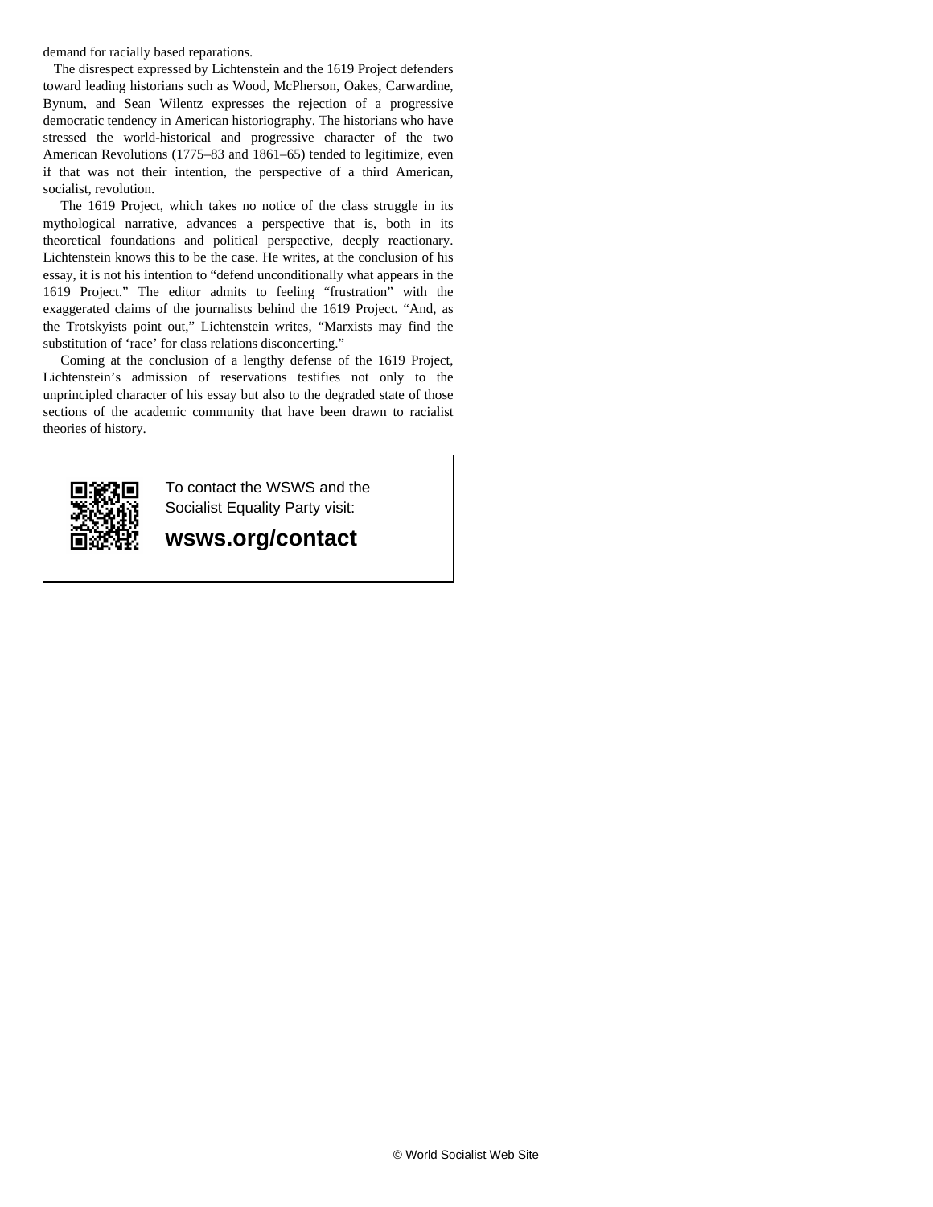demand for racially based reparations.

The disrespect expressed by Lichtenstein and the 1619 Project defenders toward leading historians such as Wood, McPherson, Oakes, Carwardine, Bynum, and Sean Wilentz expresses the rejection of a progressive democratic tendency in American historiography. The historians who have stressed the world-historical and progressive character of the two American Revolutions (1775–83 and 1861–65) tended to legitimize, even if that was not their intention, the perspective of a third American, socialist, revolution.

The 1619 Project, which takes no notice of the class struggle in its mythological narrative, advances a perspective that is, both in its theoretical foundations and political perspective, deeply reactionary. Lichtenstein knows this to be the case. He writes, at the conclusion of his essay, it is not his intention to "defend unconditionally what appears in the 1619 Project." The editor admits to feeling "frustration" with the exaggerated claims of the journalists behind the 1619 Project. "And, as the Trotskyists point out," Lichtenstein writes, "Marxists may find the substitution of 'race' for class relations disconcerting."

Coming at the conclusion of a lengthy defense of the 1619 Project, Lichtenstein's admission of reservations testifies not only to the unprincipled character of his essay but also to the degraded state of those sections of the academic community that have been drawn to racialist theories of history.

To contact the WSWS and the Socialist Equality Party visit:

**wsws.org/contact**